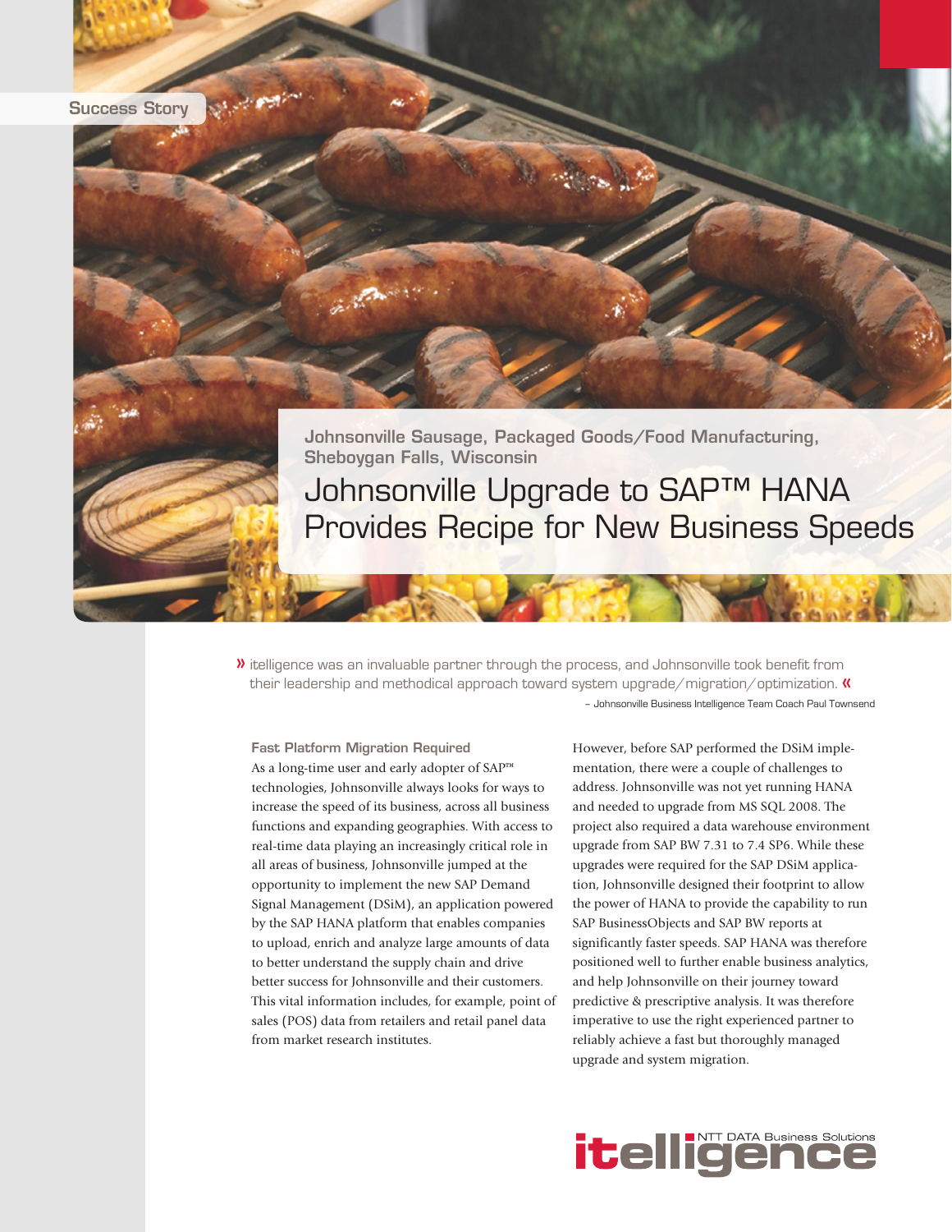Success Story

Johnsonville Sausage, Packaged Goods/Food Manufacturing, Sheboygan Falls, Wisconsin

# Johnsonville Upgrade to SAP™ HANA Provides Recipe for New Business Speeds

» itelligence was an invaluable partner through the process, and Johnsonville took benefit from their leadership and methodical approach toward system upgrade/migration/optimization. «

– Johnsonville Business Intelligence Team Coach Paul Townsend

### Fast Platform Migration Required

As a long-time user and early adopter of SAP™ technologies, Johnsonville always looks for ways to increase the speed of its business, across all business functions and expanding geographies. With access to real-time data playing an increasingly critical role in all areas of business, Johnsonville jumped at the opportunity to implement the new SAP Demand Signal Management (DSiM), an application powered by the SAP HANA platform that enables companies to upload, enrich and analyze large amounts of data to better understand the supply chain and drive better success for Johnsonville and their customers. This vital information includes, for example, point of sales (POS) data from retailers and retail panel data from market research institutes.

However, before SAP performed the DSiM implementation, there were a couple of challenges to address. Johnsonville was not yet running HANA and needed to upgrade from MS SQL 2008. The project also required a data warehouse environment upgrade from SAP BW 7.31 to 7.4 SP6. While these upgrades were required for the SAP DSiM application, Johnsonville designed their footprint to allow the power of HANA to provide the capability to run SAP BusinessObjects and SAP BW reports at significantly faster speeds. SAP HANA was therefore positioned well to further enable business analytics, and help Johnsonville on their journey toward predictive & prescriptive analysis. It was therefore imperative to use the right experienced partner to reliably achieve a fast but thoroughly managed upgrade and system migration.

itelligence NTT DATA Business Solutions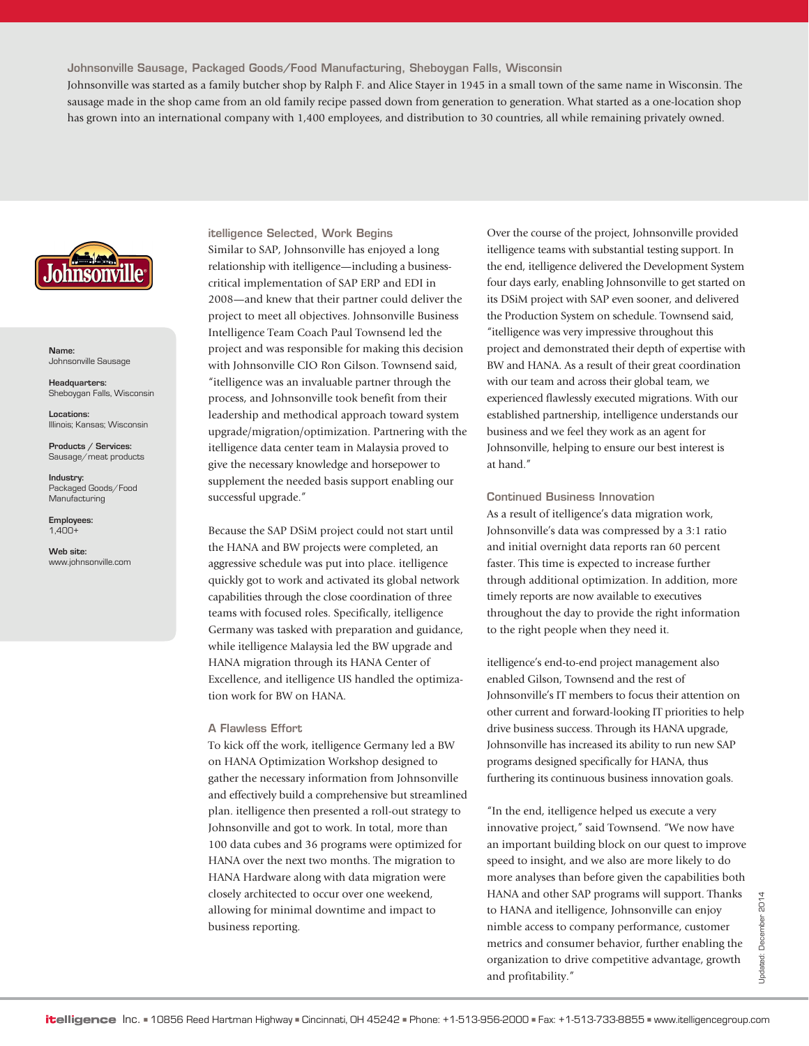### Johnsonville Sausage, Packaged Goods/Food Manufacturing, Sheboygan Falls, Wisconsin

Johnsonville was started as a family butcher shop by Ralph F. and Alice Stayer in 1945 in a small town of the same name in Wisconsin. The sausage made in the shop came from an old family recipe passed down from generation to generation. What started as a one-location shop has grown into an international company with 1,400 employees, and distribution to 30 countries, all while remaining privately owned.

**Name:**
Johnsonville Sausage

**Headquarters:**
Sheboygan Falls, Wisconsin

**Locations:**
Illinois; Kansas; Wisconsin

**Products / Services:**
Sausage/meat products

**Industry:**
Packaged Goods/Food Manufacturing

**Employees:**
1,400+

**Web site:**
www.johnsonville.com

### itelligence Selected, Work Begins

Similar to SAP, Johnsonville has enjoyed a long relationship with itelligence—including a business-critical implementation of SAP ERP and EDI in 2008—and knew that their partner could deliver the project to meet all objectives. Johnsonville Business Intelligence Team Coach Paul Townsend led the project and was responsible for making this decision with Johnsonville CIO Ron Gilson. Townsend said, "itelligence was an invaluable partner through the process, and Johnsonville took benefit from their leadership and methodical approach toward system upgrade/migration/optimization. Partnering with the itelligence data center team in Malaysia proved to give the necessary knowledge and horsepower to supplement the needed basis support enabling our successful upgrade."

Because the SAP DSiM project could not start until the HANA and BW projects were completed, an aggressive schedule was put into place. itelligence quickly got to work and activated its global network capabilities through the close coordination of three teams with focused roles. Specifically, itelligence Germany was tasked with preparation and guidance, while itelligence Malaysia led the BW upgrade and HANA migration through its HANA Center of Excellence, and itelligence US handled the optimization work for BW on HANA.

### A Flawless Effort

To kick off the work, itelligence Germany led a BW on HANA Optimization Workshop designed to gather the necessary information from Johnsonville and effectively build a comprehensive but streamlined plan. itelligence then presented a roll-out strategy to Johnsonville and got to work. In total, more than 100 data cubes and 36 programs were optimized for HANA over the next two months. The migration to HANA Hardware along with data migration were closely architected to occur over one weekend, allowing for minimal downtime and impact to business reporting.

Over the course of the project, Johnsonville provided itelligence teams with substantial testing support. In the end, itelligence delivered the Development System four days early, enabling Johnsonville to get started on its DSiM project with SAP even sooner, and delivered the Production System on schedule. Townsend said, "itelligence was very impressive throughout this project and demonstrated their depth of expertise with BW and HANA. As a result of their great coordination with our team and across their global team, we experienced flawlessly executed migrations. With our established partnership, itelligence understands our business and we feel they work as an agent for Johnsonville, helping to ensure our best interest is at hand."

### Continued Business Innovation

As a result of itelligence's data migration work, Johnsonville's data was compressed by a 3:1 ratio and initial overnight data reports ran 60 percent faster. This time is expected to increase further through additional optimization. In addition, more timely reports are now available to executives throughout the day to provide the right information to the right people when they need it.

itelligence's end-to-end project management also enabled Gilson, Townsend and the rest of Johnsonville's IT members to focus their attention on other current and forward-looking IT priorities to help drive business success. Through its HANA upgrade, Johnsonville has increased its ability to run new SAP programs designed specifically for HANA, thus furthering its continuous business innovation goals.

"In the end, itelligence helped us execute a very innovative project," said Townsend. "We now have an important building block on our quest to improve speed to insight, and we also are more likely to do more analyses than before given the capabilities both HANA and other SAP programs will support. Thanks to HANA and itelligence, Johnsonville can enjoy nimble access to company performance, customer metrics and consumer behavior, further enabling the organization to drive competitive advantage, growth and profitability."

Updated: December 2014

itelligence Inc. ▪ 10856 Reed Hartman Highway ▪ Cincinnati, OH 45242 ▪ Phone: +1-513-956-2000 ▪ Fax: +1-513-733-8855 ▪ www.itelligencegroup.com